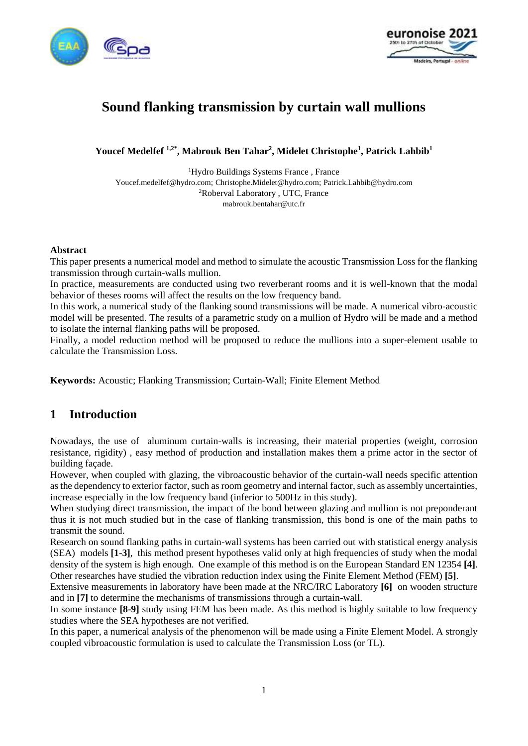# Sound flanking transmission by curtain wall mullions

**Youcef Medelfef [1,2*], Mabrouk Ben Tahar[2], Midelet Christophe[1], Patrick Lahbib[1]**

[1]Hydro Buildings Systems France , France
Youcef.medelfef@hydro.com; Christophe.Midelet@hydro.com; Patrick.Lahbib@hydro.com
[2]Roberval Laboratory , UTC, France
mabrouk.bentahar@utc.fr

**Abstract**

This paper presents a numerical model and method to simulate the acoustic Transmission Loss for the flanking transmission through curtain-walls mullion.

In practice, measurements are conducted using two reverberant rooms and it is well-known that the modal behavior of theses rooms will affect the results on the low frequency band.

In this work, a numerical study of the flanking sound transmissions will be made. A numerical vibro-acoustic model will be presented. The results of a parametric study on a mullion of Hydro will be made and a method to isolate the internal flanking paths will be proposed.

Finally, a model reduction method will be proposed to reduce the mullions into a super-element usable to calculate the Transmission Loss.

**Keywords:** Acoustic; Flanking Transmission; Curtain-Wall; Finite Element Method

## 1 Introduction

Nowadays, the use of aluminum curtain-walls is increasing, their material properties (weight, corrosion resistance, rigidity) , easy method of production and installation makes them a prime actor in the sector of building façade.

However, when coupled with glazing, the vibroacoustic behavior of the curtain-wall needs specific attention as the dependency to exterior factor, such as room geometry and internal factor, such as assembly uncertainties, increase especially in the low frequency band (inferior to 500Hz in this study).

When studying direct transmission, the impact of the bond between glazing and mullion is not preponderant thus it is not much studied but in the case of flanking transmission, this bond is one of the main paths to transmit the sound.

Research on sound flanking paths in curtain-wall systems has been carried out with statistical energy analysis (SEA) models **[1-3]**, this method present hypotheses valid only at high frequencies of study when the modal density of the system is high enough. One example of this method is on the European Standard EN 12354 **[4]**.

Other researches have studied the vibration reduction index using the Finite Element Method (FEM) **[5]**.

Extensive measurements in laboratory have been made at the NRC/IRC Laboratory **[6]** on wooden structure and in **[7]** to determine the mechanisms of transmissions through a curtain-wall.

In some instance **[8-9]** study using FEM has been made. As this method is highly suitable to low frequency studies where the SEA hypotheses are not verified.

In this paper, a numerical analysis of the phenomenon will be made using a Finite Element Model. A strongly coupled vibroacoustic formulation is used to calculate the Transmission Loss (or TL).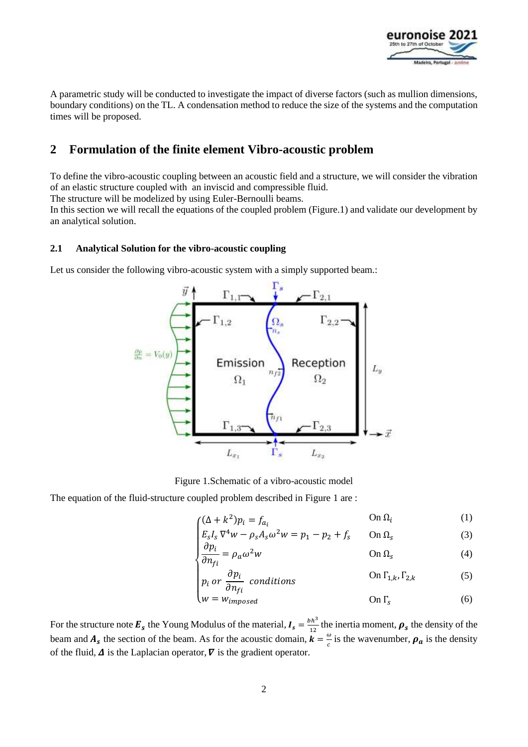A parametric study will be conducted to investigate the impact of diverse factors (such as mullion dimensions, boundary conditions) on the TL. A condensation method to reduce the size of the systems and the computation times will be proposed.

## 2 Formulation of the finite element Vibro-acoustic problem

To define the vibro-acoustic coupling between an acoustic field and a structure, we will consider the vibration of an elastic structure coupled with an inviscid and compressible fluid.
The structure will be modelized by using Euler-Bernoulli beams.
In this section we will recall the equations of the coupled problem (Figure.1) and validate our development by an analytical solution.

### 2.1 Analytical Solution for the vibro-acoustic coupling

Let us consider the following vibro-acoustic system with a simply supported beam.:

Figure 1.Schematic of a vibro-acoustic model

The equation of the fluid-structure coupled problem described in Figure 1 are :

$$
\begin{cases}
(\Delta + k^2)p_i = f_{a_i} & \text{On } \Omega_i \quad (1) \\
E_s I_s \nabla^4 w - \rho_s A_s \omega^2 w = p_1 - p_2 + f_s & \text{On } \Omega_s \quad (3) \\
\dfrac{\partial p_i}{\partial n_{fi}} = \rho_a \omega^2 w & \text{On } \Omega_s \quad (4) \\
p_i \text{ or } \dfrac{\partial p_i}{\partial n_{fi}} \text{ conditions} & \text{On } \Gamma_{1,k}, \Gamma_{2,k} \quad (5) \\
w = w_{imposed} & \text{On } \Gamma_s \quad (6)
\end{cases}
$$

For the structure note $\boldsymbol{E_s}$ the Young Modulus of the material, $\boldsymbol{I_s} = \frac{bh^3}{12}$ the inertia moment, $\boldsymbol{\rho_s}$ the density of the beam and $\boldsymbol{A_s}$ the section of the beam. As for the acoustic domain, $\boldsymbol{k} = \frac{\omega}{c}$ is the wavenumber, $\boldsymbol{\rho_a}$ is the density of the fluid, $\boldsymbol{\Delta}$ is the Laplacian operator, $\boldsymbol{\nabla}$ is the gradient operator.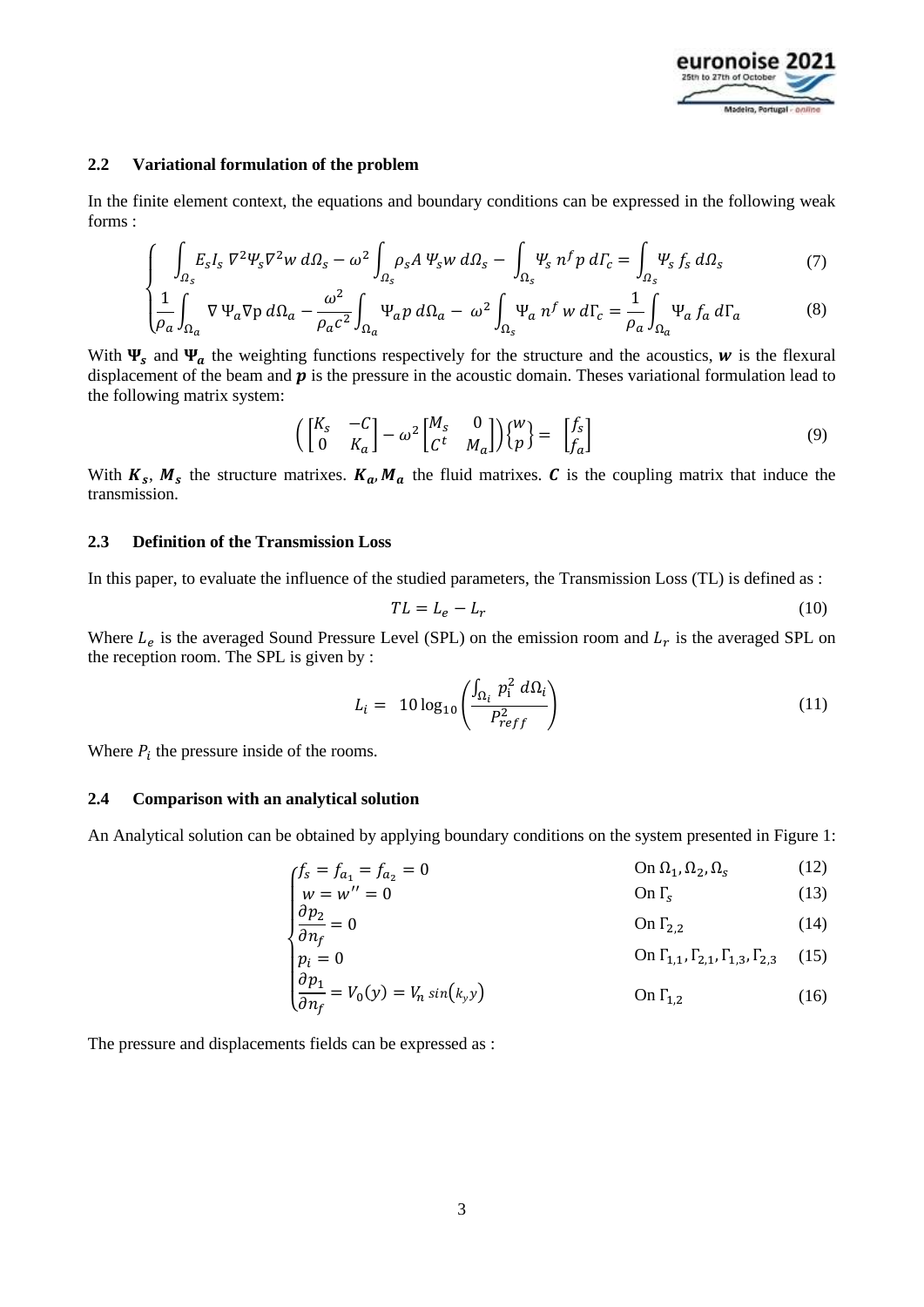### 2.2 Variational formulation of the problem

In the finite element context, the equations and boundary conditions can be expressed in the following weak forms :

$$
\begin{cases}
\displaystyle\int_{\Omega_s} E_s I_s \, \nabla^2 \Psi_s \nabla^2 w \, d\Omega_s - \omega^2 \int_{\Omega_s} \rho_s A \, \Psi_s w \, d\Omega_s - \int_{\Omega_s} \Psi_s \, n^f p \, d\Gamma_c = \int_{\Omega_s} \Psi_s \, f_s \, d\Omega_s & (7) \\
\displaystyle\frac{1}{\rho_a} \int_{\Omega_a} \nabla \Psi_a \nabla \mathrm{p} \, d\Omega_a - \frac{\omega^2}{\rho_a c^2} \int_{\Omega_a} \Psi_a p \, d\Omega_a - \omega^2 \int_{\Omega_s} \Psi_a \, n^f \, w \, d\Gamma_c = \frac{1}{\rho_a} \int_{\Omega_a} \Psi_a \, f_a \, d\Gamma_a & (8)
\end{cases}
$$

With $\boldsymbol{\Psi_s}$ and $\boldsymbol{\Psi_a}$ the weighting functions respectively for the structure and the acoustics, $\boldsymbol{w}$ is the flexural displacement of the beam and $\boldsymbol{p}$ is the pressure in the acoustic domain. Theses variational formulation lead to the following matrix system:

$$
\left( \begin{bmatrix} K_s & -C \\ 0 & K_a \end{bmatrix} - \omega^2 \begin{bmatrix} M_s & 0 \\ C^t & M_a \end{bmatrix} \right) \begin{Bmatrix} w \\ p \end{Bmatrix} = \begin{bmatrix} f_s \\ f_a \end{bmatrix} \tag{9}
$$

With $\boldsymbol{K_s}$, $\boldsymbol{M_s}$ the structure matrixes. $\boldsymbol{K_a}, \boldsymbol{M_a}$ the fluid matrixes. $\boldsymbol{C}$ is the coupling matrix that induce the transmission.

### 2.3 Definition of the Transmission Loss

In this paper, to evaluate the influence of the studied parameters, the Transmission Loss (TL) is defined as :

$$
TL = L_e - L_r \tag{10}
$$

Where $L_e$ is the averaged Sound Pressure Level (SPL) on the emission room and $L_r$ is the averaged SPL on the reception room. The SPL is given by :

$$
L_i = 10 \log_{10} \left( \frac{\int_{\Omega_i} p_i^2 \, d\Omega_i}{P_{reff}^2} \right) \tag{11}
$$

Where $P_i$ the pressure inside of the rooms.

### 2.4 Comparison with an analytical solution

An Analytical solution can be obtained by applying boundary conditions on the system presented in Figure 1:

$$
\begin{cases}
f_s = f_{a_1} = f_{a_2} = 0 & \text{On } \Omega_1, \Omega_2, \Omega_s & (12) \\
w = w'' = 0 & \text{On } \Gamma_s & (13) \\
\dfrac{\partial p_2}{\partial n_f} = 0 & \text{On } \Gamma_{2,2} & (14) \\
p_i = 0 & \text{On } \Gamma_{1,1}, \Gamma_{2,1}, \Gamma_{1,3}, \Gamma_{2,3} & (15) \\
\dfrac{\partial p_1}{\partial n_f} = V_0(y) = V_n \sin(k_y y) & \text{On } \Gamma_{1,2} & (16)
\end{cases}
$$

The pressure and displacements fields can be expressed as :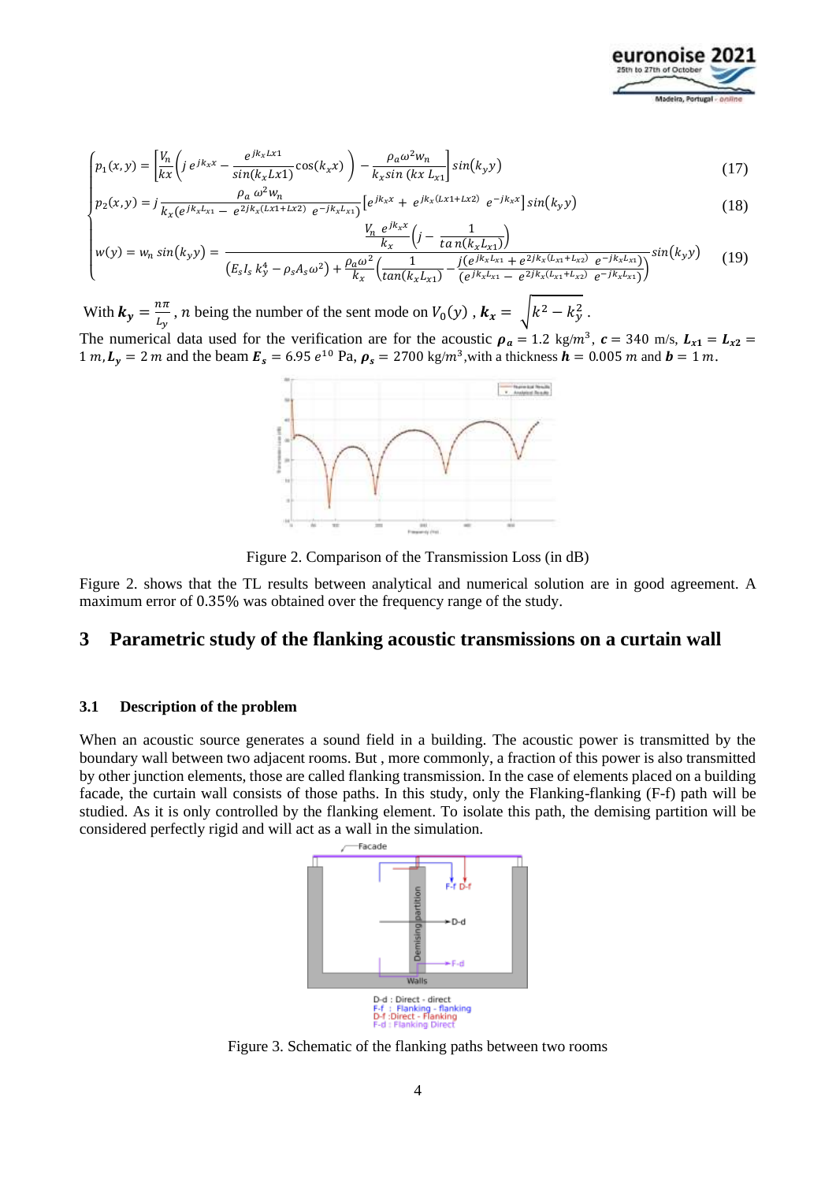$$
\begin{cases}
p_1(x,y) = \left[\dfrac{V_n}{kx}\left(j\, e^{jk_x x} - \dfrac{e^{jk_x Lx1}}{sin(k_x Lx1)}\cos(k_x x)\right) - \dfrac{\rho_a \omega^2 w_n}{k_x sin\,(kx\, L_{x1}}\right] sin(k_y y) & (17) \\
p_2(x,y) = j\dfrac{\rho_a\, \omega^2 w_n}{k_x(e^{jk_x L_{x1}} - e^{2jk_x(Lx1+Lx2)}\, e^{-jk_x L_{x1}})}\left[e^{jk_x x} + e^{jk_x(Lx1+Lx2)}\, e^{-jk_x x}\right] sin(k_y y) & (18) \\
w(y) = w_n\, sin(k_y y) = \dfrac{\dfrac{V_n\, e^{jk_x x}}{k_x}\left(j - \dfrac{1}{ta\,n(k_x L_{x1})}\right)}{(E_s I_s\, k_y^4 - \rho_s A_s \omega^2) + \dfrac{\rho_a \omega^2}{k_x}\left(\dfrac{1}{tan(k_x L_{x1})} - \dfrac{j(e^{jk_x L_{x1}} + e^{2jk_x(L_{x1}+L_{x2})}\, e^{-jk_x L_{x1}})}{(e^{jk_x L_{x1}} - e^{2jk_x(L_{x1}+L_{x2})}\, e^{-jk_x L_{x1}})}\right)} sin(k_y y) & (19)
\end{cases}
$$

With $\boldsymbol{k_y} = \frac{n\pi}{L_y}$, $n$ being the number of the sent mode on $V_0(y)$ , $\boldsymbol{k_x} = \sqrt{k^2 - k_y^2}$ .

The numerical data used for the verification are for the acoustic $\boldsymbol{\rho_a} = 1.2$ kg/$m^3$, $\boldsymbol{c} = 340$ m/s, $\boldsymbol{L_{x1}} = \boldsymbol{L_{x2}} = 1\, m$, $\boldsymbol{L_y} = 2\, m$ and the beam $\boldsymbol{E_s} = 6.95\, e^{10}$ Pa, $\boldsymbol{\rho_s} = 2700$ kg/$m^3$,with a thickness $\boldsymbol{h} = 0.005\, m$ and $\boldsymbol{b} = 1\, m$.

Figure 2. Comparison of the Transmission Loss (in dB)

Figure 2. shows that the TL results between analytical and numerical solution are in good agreement. A maximum error of 0.35% was obtained over the frequency range of the study.

## 3 Parametric study of the flanking acoustic transmissions on a curtain wall

### 3.1 Description of the problem

When an acoustic source generates a sound field in a building. The acoustic power is transmitted by the boundary wall between two adjacent rooms. But , more commonly, a fraction of this power is also transmitted by other junction elements, those are called flanking transmission. In the case of elements placed on a building facade, the curtain wall consists of those paths. In this study, only the Flanking-flanking (F-f) path will be studied. As it is only controlled by the flanking element. To isolate this path, the demising partition will be considered perfectly rigid and will act as a wall in the simulation.

Figure 3. Schematic of the flanking paths between two rooms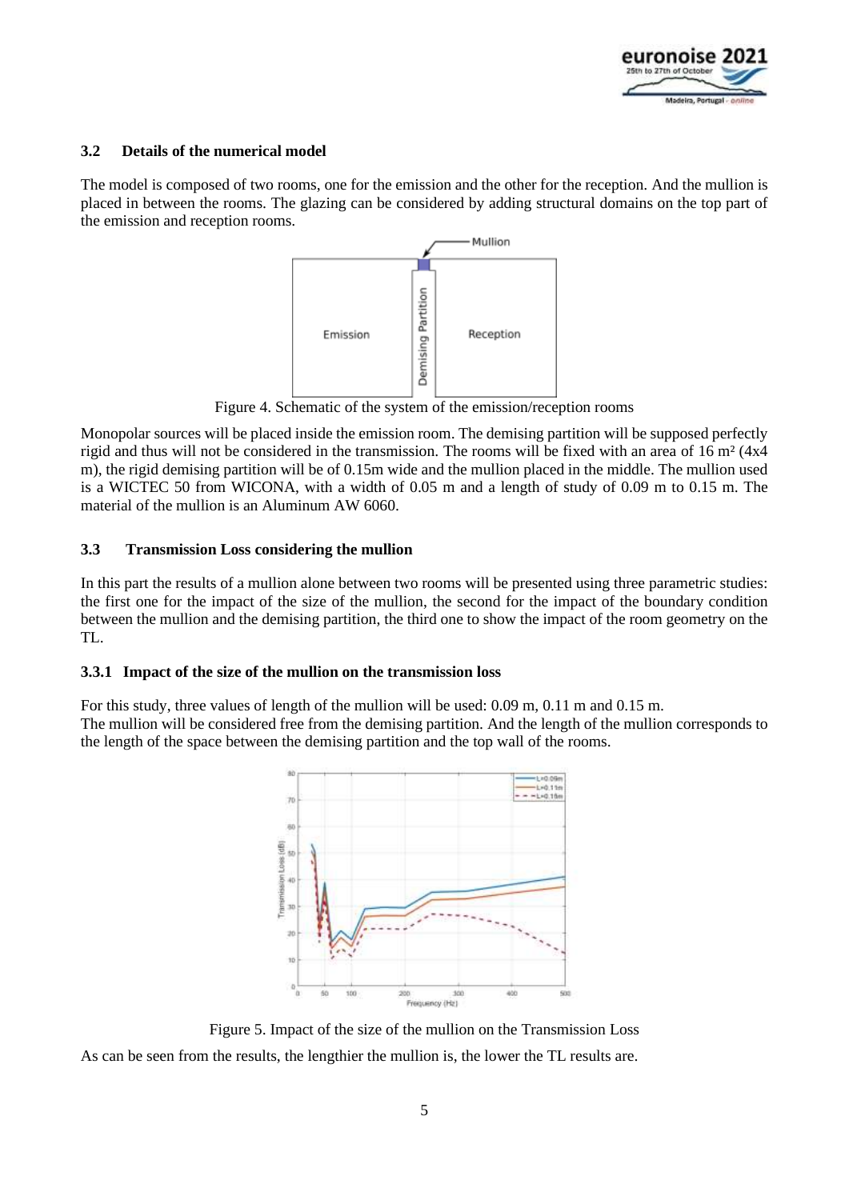### 3.2 Details of the numerical model

The model is composed of two rooms, one for the emission and the other for the reception. And the mullion is placed in between the rooms. The glazing can be considered by adding structural domains on the top part of the emission and reception rooms.

Figure 4. Schematic of the system of the emission/reception rooms

Monopolar sources will be placed inside the emission room. The demising partition will be supposed perfectly rigid and thus will not be considered in the transmission. The rooms will be fixed with an area of 16 m² (4x4 m), the rigid demising partition will be of 0.15m wide and the mullion placed in the middle. The mullion used is a WICTEC 50 from WICONA, with a width of 0.05 m and a length of study of 0.09 m to 0.15 m. The material of the mullion is an Aluminum AW 6060.

### 3.3 Transmission Loss considering the mullion

In this part the results of a mullion alone between two rooms will be presented using three parametric studies: the first one for the impact of the size of the mullion, the second for the impact of the boundary condition between the mullion and the demising partition, the third one to show the impact of the room geometry on the TL.

#### 3.3.1 Impact of the size of the mullion on the transmission loss

For this study, three values of length of the mullion will be used: 0.09 m, 0.11 m and 0.15 m.
The mullion will be considered free from the demising partition. And the length of the mullion corresponds to the length of the space between the demising partition and the top wall of the rooms.

Figure 5. Impact of the size of the mullion on the Transmission Loss

As can be seen from the results, the lengthier the mullion is, the lower the TL results are.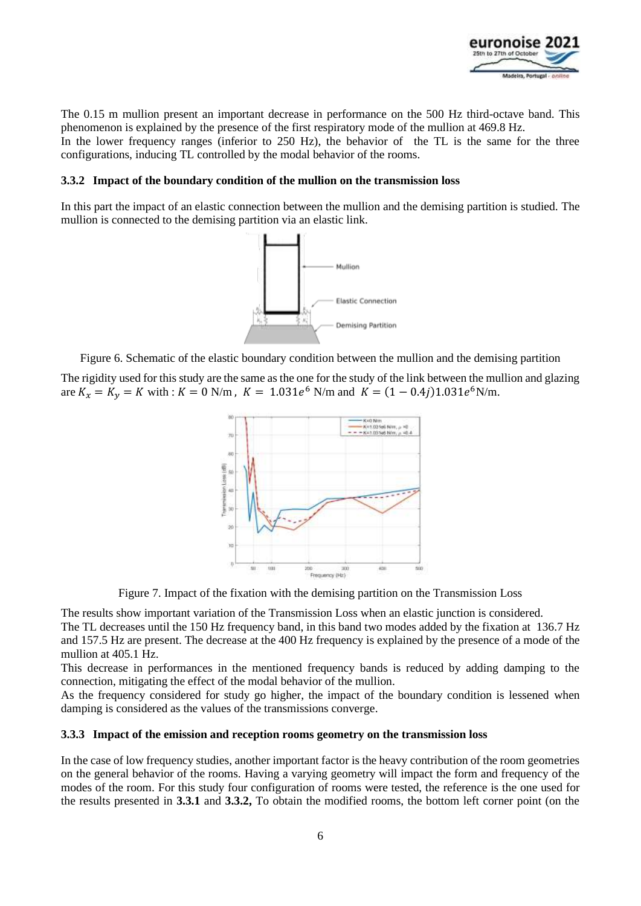The 0.15 m mullion present an important decrease in performance on the 500 Hz third-octave band. This phenomenon is explained by the presence of the first respiratory mode of the mullion at 469.8 Hz.
In the lower frequency ranges (inferior to 250 Hz), the behavior of the TL is the same for the three configurations, inducing TL controlled by the modal behavior of the rooms.

### 3.3.2 Impact of the boundary condition of the mullion on the transmission loss

In this part the impact of an elastic connection between the mullion and the demising partition is studied. The mullion is connected to the demising partition via an elastic link.

Figure 6. Schematic of the elastic boundary condition between the mullion and the demising partition

The rigidity used for this study are the same as the one for the study of the link between the mullion and glazing are $K_x = K_y = K$ with : $K = 0$ N/m , $K = 1.031e^6$ N/m and $K = (1 - 0.4j)1.031e^6$N/m.

Figure 7. Impact of the fixation with the demising partition on the Transmission Loss

The results show important variation of the Transmission Loss when an elastic junction is considered.
The TL decreases until the 150 Hz frequency band, in this band two modes added by the fixation at 136.7 Hz and 157.5 Hz are present. The decrease at the 400 Hz frequency is explained by the presence of a mode of the mullion at 405.1 Hz.
This decrease in performances in the mentioned frequency bands is reduced by adding damping to the connection, mitigating the effect of the modal behavior of the mullion.
As the frequency considered for study go higher, the impact of the boundary condition is lessened when damping is considered as the values of the transmissions converge.

### 3.3.3 Impact of the emission and reception rooms geometry on the transmission loss

In the case of low frequency studies, another important factor is the heavy contribution of the room geometries on the general behavior of the rooms. Having a varying geometry will impact the form and frequency of the modes of the room. For this study four configuration of rooms were tested, the reference is the one used for the results presented in **3.3.1** and **3.3.2,** To obtain the modified rooms, the bottom left corner point (on the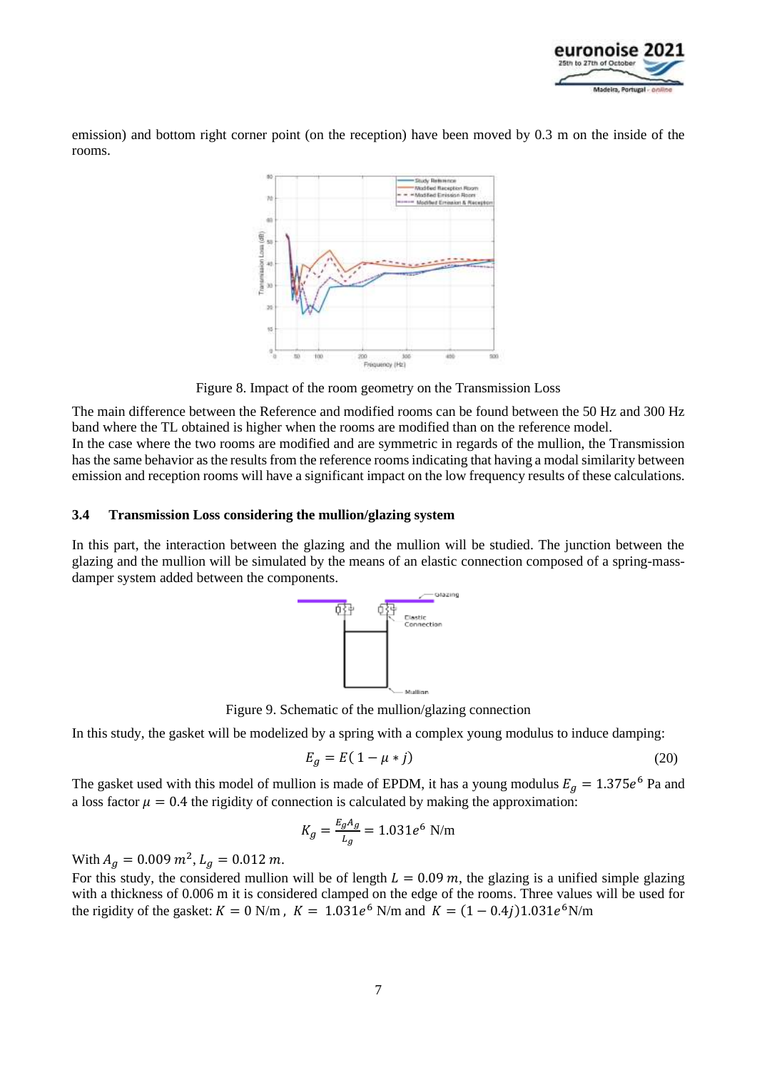emission) and bottom right corner point (on the reception) have been moved by 0.3 m on the inside of the rooms.

Figure 8. Impact of the room geometry on the Transmission Loss

The main difference between the Reference and modified rooms can be found between the 50 Hz and 300 Hz band where the TL obtained is higher when the rooms are modified than on the reference model.
In the case where the two rooms are modified and are symmetric in regards of the mullion, the Transmission has the same behavior as the results from the reference rooms indicating that having a modal similarity between emission and reception rooms will have a significant impact on the low frequency results of these calculations.

### 3.4 Transmission Loss considering the mullion/glazing system

In this part, the interaction between the glazing and the mullion will be studied. The junction between the glazing and the mullion will be simulated by the means of an elastic connection composed of a spring-mass-damper system added between the components.

Figure 9. Schematic of the mullion/glazing connection

In this study, the gasket will be modelized by a spring with a complex young modulus to induce damping:

$$E_g = E(1 - \mu * j) \tag{20}$$

The gasket used with this model of mullion is made of EPDM, it has a young modulus $E_g = 1.375e^6$ Pa and a loss factor $\mu = 0.4$ the rigidity of connection is calculated by making the approximation:

$$K_g = \frac{E_g A_g}{L_g} = 1.031e^6 \text{ N/m}$$

With $A_g = 0.009\, m^2$, $L_g = 0.012\, m$.
For this study, the considered mullion will be of length $L = 0.09\, m$, the glazing is a unified simple glazing with a thickness of 0.006 m it is considered clamped on the edge of the rooms. Three values will be used for the rigidity of the gasket: $K = 0$ N/m, $K = 1.031e^6$ N/m and $K = (1 - 0.4j)1.031e^6$N/m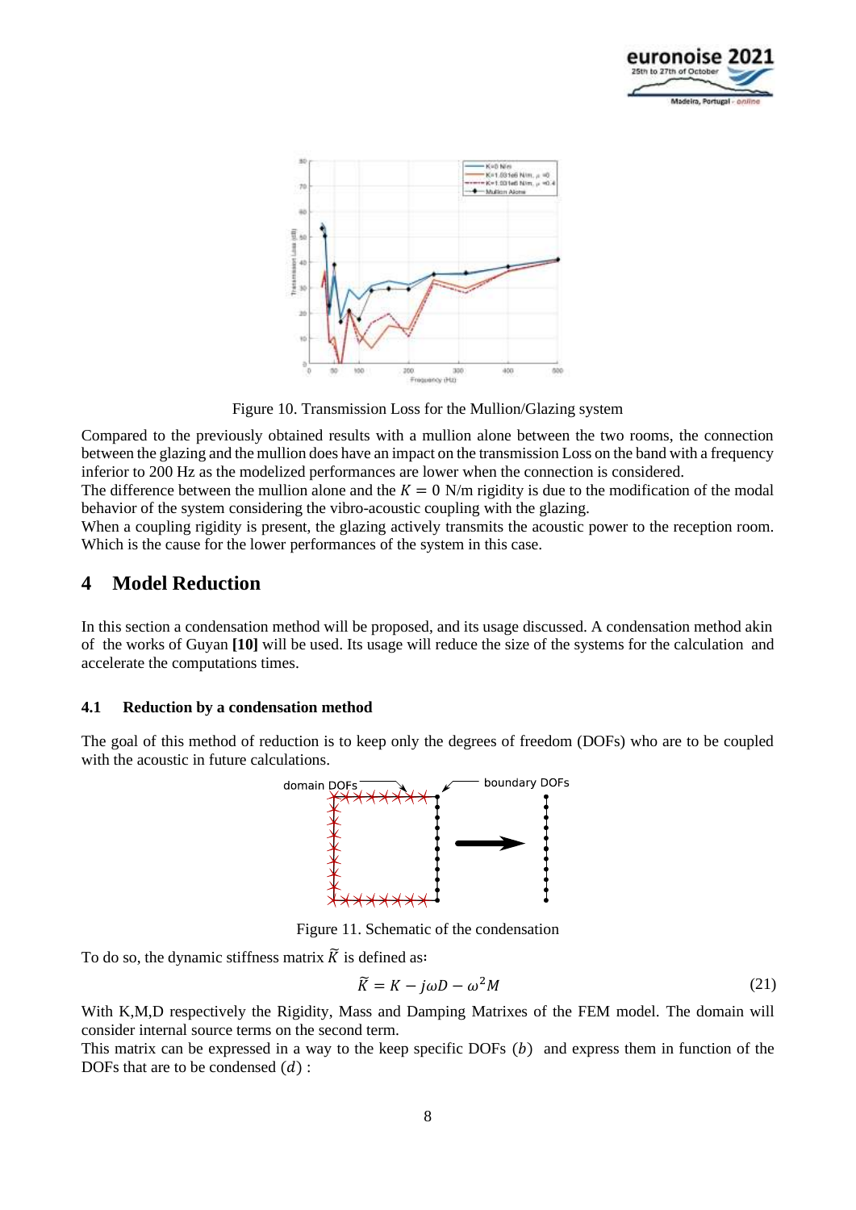Figure 10. Transmission Loss for the Mullion/Glazing system

Compared to the previously obtained results with a mullion alone between the two rooms, the connection between the glazing and the mullion does have an impact on the transmission Loss on the band with a frequency inferior to 200 Hz as the modelized performances are lower when the connection is considered.
The difference between the mullion alone and the $K = 0$ N/m rigidity is due to the modification of the modal behavior of the system considering the vibro-acoustic coupling with the glazing.
When a coupling rigidity is present, the glazing actively transmits the acoustic power to the reception room. Which is the cause for the lower performances of the system in this case.

# 4 Model Reduction

In this section a condensation method will be proposed, and its usage discussed. A condensation method akin of the works of Guyan **[10]** will be used. Its usage will reduce the size of the systems for the calculation and accelerate the computations times.

## 4.1 Reduction by a condensation method

The goal of this method of reduction is to keep only the degrees of freedom (DOFs) who are to be coupled with the acoustic in future calculations.

Figure 11. Schematic of the condensation

To do so, the dynamic stiffness matrix $\widetilde{K}$ is defined as:

$$\widetilde{K} = K - j\omega D - \omega^2 M \tag{21}$$

With K,M,D respectively the Rigidity, Mass and Damping Matrixes of the FEM model. The domain will consider internal source terms on the second term.
This matrix can be expressed in a way to the keep specific DOFs $(b)$ and express them in function of the DOFs that are to be condensed $(d)$ :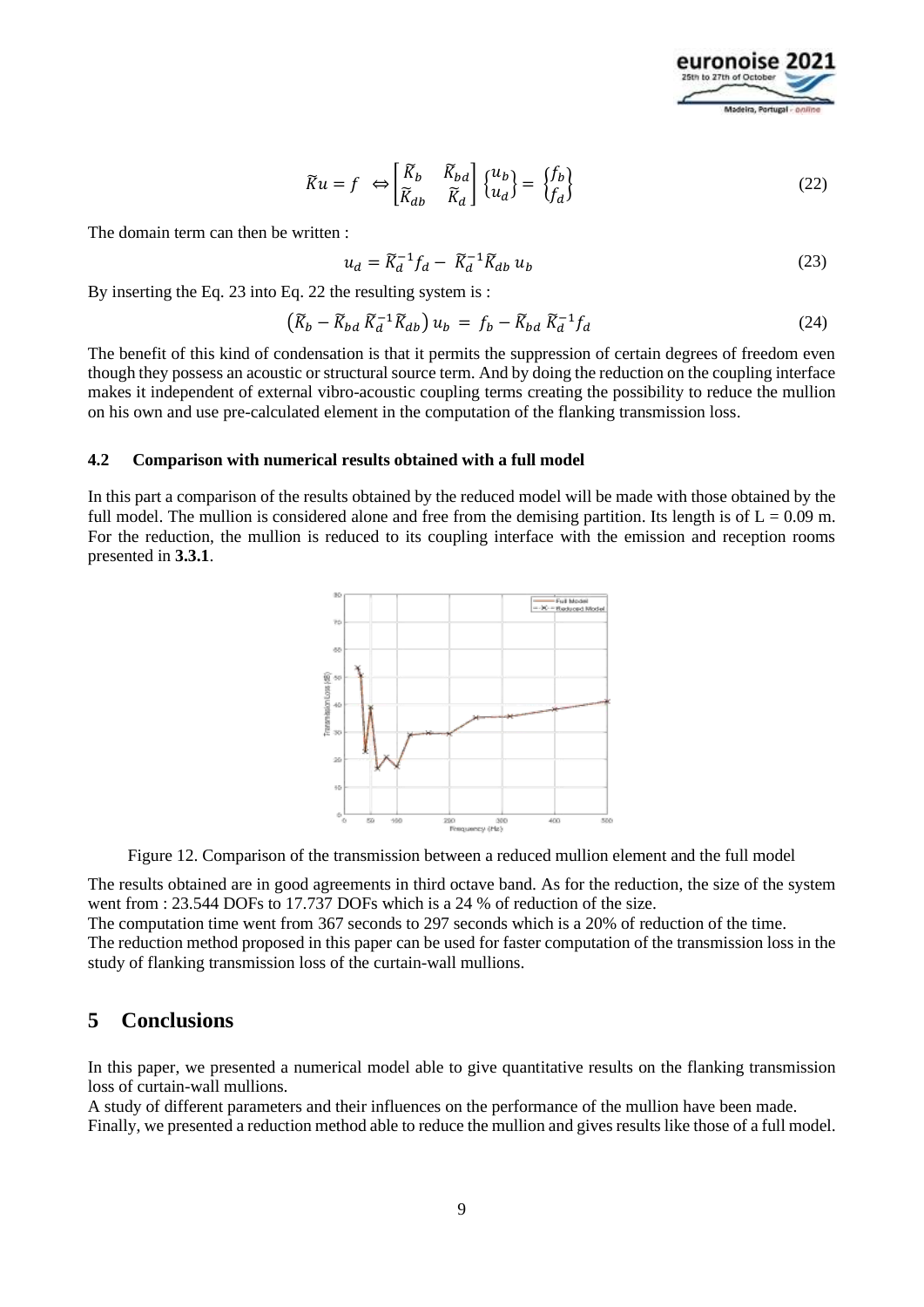$$\tilde{K}u = f \iff \begin{bmatrix} \tilde{K}_b & \tilde{K}_{bd} \\ \tilde{K}_{db} & \tilde{K}_d \end{bmatrix} \begin{Bmatrix} u_b \\ u_d \end{Bmatrix} = \begin{Bmatrix} f_b \\ f_d \end{Bmatrix} \tag{22}$$

The domain term can then be written :

$$u_d = \tilde{K}_d^{-1} f_d - \tilde{K}_d^{-1} \tilde{K}_{db}\, u_b \tag{23}$$

By inserting the Eq. 23 into Eq. 22 the resulting system is :

$$\left(\tilde{K}_b - \tilde{K}_{bd}\, \tilde{K}_d^{-1} \tilde{K}_{db}\right) u_b = f_b - \tilde{K}_{bd}\, \tilde{K}_d^{-1} f_d \tag{24}$$

The benefit of this kind of condensation is that it permits the suppression of certain degrees of freedom even though they possess an acoustic or structural source term. And by doing the reduction on the coupling interface makes it independent of external vibro-acoustic coupling terms creating the possibility to reduce the mullion on his own and use pre-calculated element in the computation of the flanking transmission loss.

### 4.2 Comparison with numerical results obtained with a full model

In this part a comparison of the results obtained by the reduced model will be made with those obtained by the full model. The mullion is considered alone and free from the demising partition. Its length is of L = 0.09 m. For the reduction, the mullion is reduced to its coupling interface with the emission and reception rooms presented in **3.3.1**.

Figure 12. Comparison of the transmission between a reduced mullion element and the full model

The results obtained are in good agreements in third octave band. As for the reduction, the size of the system went from : 23.544 DOFs to 17.737 DOFs which is a 24 % of reduction of the size.
The computation time went from 367 seconds to 297 seconds which is a 20% of reduction of the time.
The reduction method proposed in this paper can be used for faster computation of the transmission loss in the study of flanking transmission loss of the curtain-wall mullions.

## 5 Conclusions

In this paper, we presented a numerical model able to give quantitative results on the flanking transmission loss of curtain-wall mullions.
A study of different parameters and their influences on the performance of the mullion have been made.
Finally, we presented a reduction method able to reduce the mullion and gives results like those of a full model.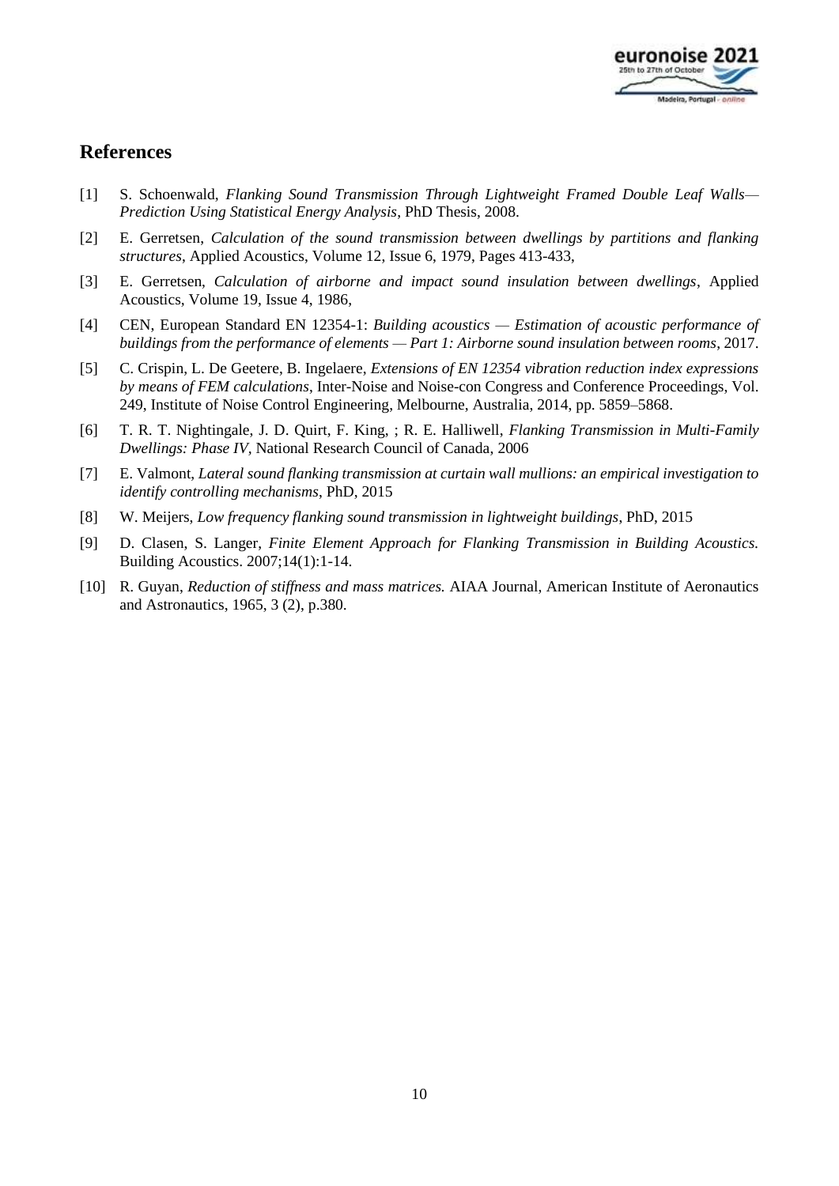## References

[1] S. Schoenwald, *Flanking Sound Transmission Through Lightweight Framed Double Leaf Walls— Prediction Using Statistical Energy Analysis*, PhD Thesis, 2008.

[2] E. Gerretsen, *Calculation of the sound transmission between dwellings by partitions and flanking structures*, Applied Acoustics, Volume 12, Issue 6, 1979, Pages 413-433,

[3] E. Gerretsen, *Calculation of airborne and impact sound insulation between dwellings*, Applied Acoustics, Volume 19, Issue 4, 1986,

[4] CEN, European Standard EN 12354-1: *Building acoustics — Estimation of acoustic performance of buildings from the performance of elements — Part 1: Airborne sound insulation between rooms*, 2017.

[5] C. Crispin, L. De Geetere, B. Ingelaere, *Extensions of EN 12354 vibration reduction index expressions by means of FEM calculations*, Inter-Noise and Noise-con Congress and Conference Proceedings, Vol. 249, Institute of Noise Control Engineering, Melbourne, Australia, 2014, pp. 5859–5868.

[6] T. R. T. Nightingale, J. D. Quirt, F. King, ; R. E. Halliwell, *Flanking Transmission in Multi-Family Dwellings: Phase IV*, National Research Council of Canada, 2006

[7] E. Valmont, *Lateral sound flanking transmission at curtain wall mullions: an empirical investigation to identify controlling mechanisms*, PhD, 2015

[8] W. Meijers, *Low frequency flanking sound transmission in lightweight buildings*, PhD, 2015

[9] D. Clasen, S. Langer, *Finite Element Approach for Flanking Transmission in Building Acoustics.* Building Acoustics. 2007;14(1):1-14.

[10] R. Guyan, *Reduction of stiffness and mass matrices.* AIAA Journal, American Institute of Aeronautics and Astronautics, 1965, 3 (2), p.380.